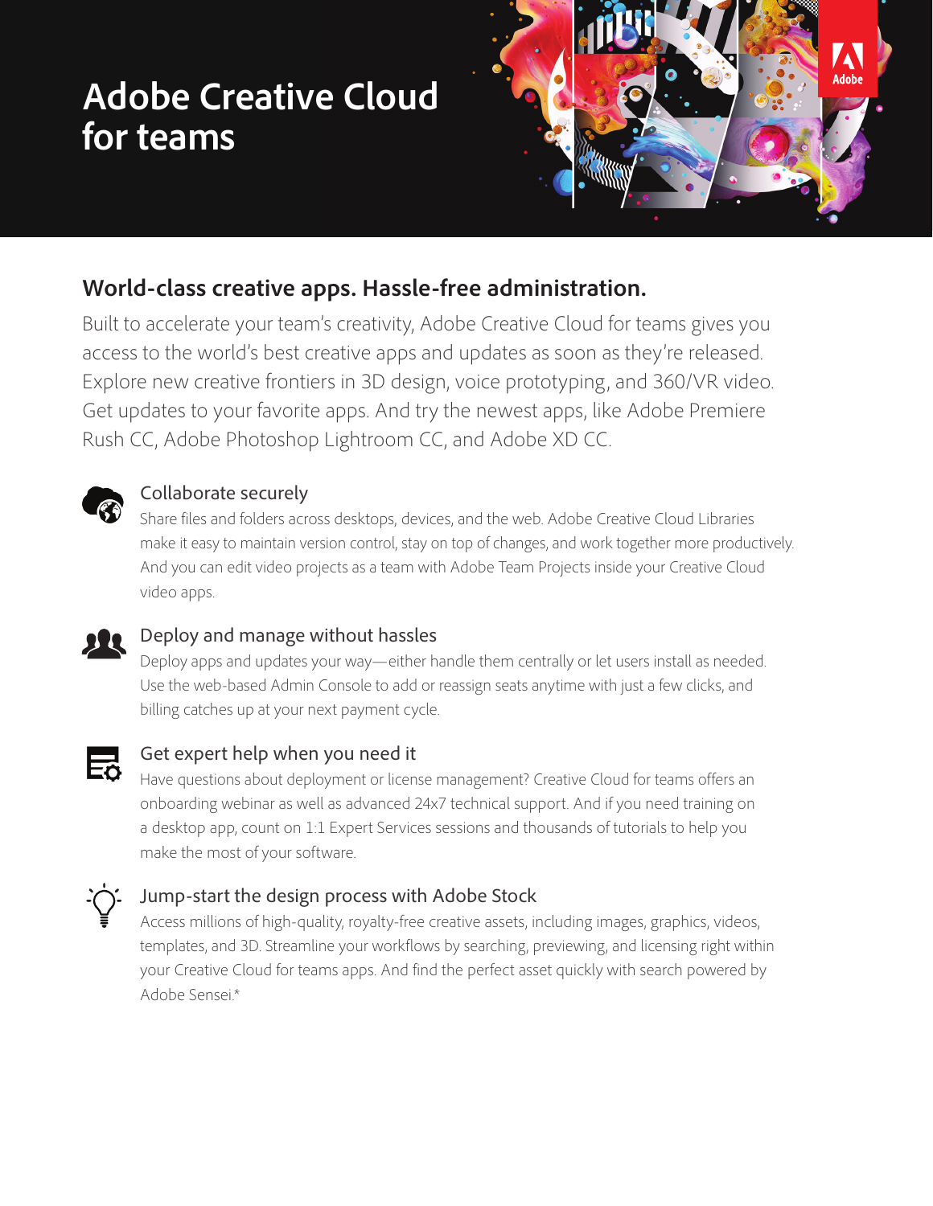# Adobe Creative Cloud for teams

## World-class creative apps. Hassle-free administration.

Built to accelerate your team's creativity, Adobe Creative Cloud for teams gives you access to the world's best creative apps and updates as soon as they're released. Explore new creative frontiers in 3D design, voice prototyping, and 360/VR video. Get updates to your favorite apps. And try the newest apps, like Adobe Premiere Rush CC, Adobe Photoshop Lightroom CC, and Adobe XD CC.

### Collaborate securely

Share files and folders across desktops, devices, and the web. Adobe Creative Cloud Libraries make it easy to maintain version control, stay on top of changes, and work together more productively. And you can edit video projects as a team with Adobe Team Projects inside your Creative Cloud video apps.

### Deploy and manage without hassles

Deploy apps and updates your way—either handle them centrally or let users install as needed. Use the web-based Admin Console to add or reassign seats anytime with just a few clicks, and billing catches up at your next payment cycle.

### Get expert help when you need it

Have questions about deployment or license management? Creative Cloud for teams offers an onboarding webinar as well as advanced 24x7 technical support. And if you need training on a desktop app, count on 1:1 Expert Services sessions and thousands of tutorials to help you make the most of your software.

### Jump-start the design process with Adobe Stock

Access millions of high-quality, royalty-free creative assets, including images, graphics, videos, templates, and 3D. Streamline your workflows by searching, previewing, and licensing right within your Creative Cloud for teams apps. And find the perfect asset quickly with search powered by Adobe Sensei.*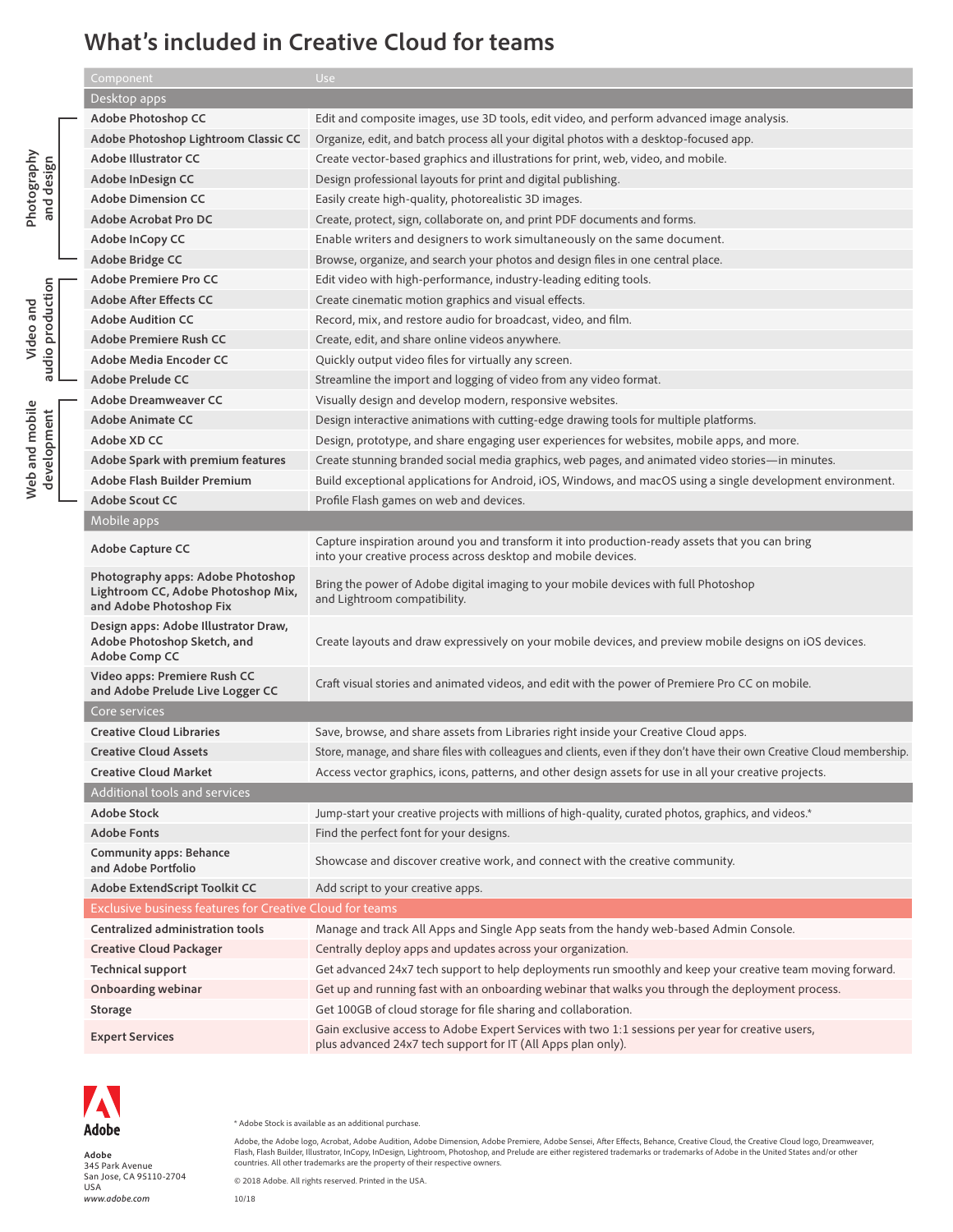# What's included in Creative Cloud for teams

| | Component | Use |
|---|---|---|
| | **Desktop apps** | |
| Photography and design | **Adobe Photoshop CC** | Edit and composite images, use 3D tools, edit video, and perform advanced image analysis. |
| Photography and design | **Adobe Photoshop Lightroom Classic CC** | Organize, edit, and batch process all your digital photos with a desktop-focused app. |
| Photography and design | **Adobe Illustrator CC** | Create vector-based graphics and illustrations for print, web, video, and mobile. |
| Photography and design | **Adobe InDesign CC** | Design professional layouts for print and digital publishing. |
| Photography and design | **Adobe Dimension CC** | Easily create high-quality, photorealistic 3D images. |
| Photography and design | **Adobe Acrobat Pro DC** | Create, protect, sign, collaborate on, and print PDF documents and forms. |
| Photography and design | **Adobe InCopy CC** | Enable writers and designers to work simultaneously on the same document. |
| Photography and design | **Adobe Bridge CC** | Browse, organize, and search your photos and design files in one central place. |
| Video and audio production | **Adobe Premiere Pro CC** | Edit video with high-performance, industry-leading editing tools. |
| Video and audio production | **Adobe After Effects CC** | Create cinematic motion graphics and visual effects. |
| Video and audio production | **Adobe Audition CC** | Record, mix, and restore audio for broadcast, video, and film. |
| Video and audio production | **Adobe Premiere Rush CC** | Create, edit, and share online videos anywhere. |
| Video and audio production | **Adobe Media Encoder CC** | Quickly output video files for virtually any screen. |
| Video and audio production | **Adobe Prelude CC** | Streamline the import and logging of video from any video format. |
| Web and mobile development | **Adobe Dreamweaver CC** | Visually design and develop modern, responsive websites. |
| Web and mobile development | **Adobe Animate CC** | Design interactive animations with cutting-edge drawing tools for multiple platforms. |
| Web and mobile development | **Adobe XD CC** | Design, prototype, and share engaging user experiences for websites, mobile apps, and more. |
| Web and mobile development | **Adobe Spark with premium features** | Create stunning branded social media graphics, web pages, and animated video stories—in minutes. |
| Web and mobile development | **Adobe Flash Builder Premium** | Build exceptional applications for Android, iOS, Windows, and macOS using a single development environment. |
| Web and mobile development | **Adobe Scout CC** | Profile Flash games on web and devices. |
| | **Mobile apps** | |
| | **Adobe Capture CC** | Capture inspiration around you and transform it into production-ready assets that you can bring into your creative process across desktop and mobile devices. |
| | **Photography apps: Adobe Photoshop Lightroom CC, Adobe Photoshop Mix, and Adobe Photoshop Fix** | Bring the power of Adobe digital imaging to your mobile devices with full Photoshop and Lightroom compatibility. |
| | **Design apps: Adobe Illustrator Draw, Adobe Photoshop Sketch, and Adobe Comp CC** | Create layouts and draw expressively on your mobile devices, and preview mobile designs on iOS devices. |
| | **Video apps: Premiere Rush CC and Adobe Prelude Live Logger CC** | Craft visual stories and animated videos, and edit with the power of Premiere Pro CC on mobile. |
| | **Core services** | |
| | **Creative Cloud Libraries** | Save, browse, and share assets from Libraries right inside your Creative Cloud apps. |
| | **Creative Cloud Assets** | Store, manage, and share files with colleagues and clients, even if they don't have their own Creative Cloud membership. |
| | **Creative Cloud Market** | Access vector graphics, icons, patterns, and other design assets for use in all your creative projects. |
| | **Additional tools and services** | |
| | **Adobe Stock** | Jump-start your creative projects with millions of high-quality, curated photos, graphics, and videos.* |
| | **Adobe Fonts** | Find the perfect font for your designs. |
| | **Community apps: Behance and Adobe Portfolio** | Showcase and discover creative work, and connect with the creative community. |
| | **Adobe ExtendScript Toolkit CC** | Add script to your creative apps. |
| | **Exclusive business features for Creative Cloud for teams** | |
| | **Centralized administration tools** | Manage and track All Apps and Single App seats from the handy web-based Admin Console. |
| | **Creative Cloud Packager** | Centrally deploy apps and updates across your organization. |
| | **Technical support** | Get advanced 24x7 tech support to help deployments run smoothly and keep your creative team moving forward. |
| | **Onboarding webinar** | Get up and running fast with an onboarding webinar that walks you through the deployment process. |
| | **Storage** | Get 100GB of cloud storage for file sharing and collaboration. |
| | **Expert Services** | Gain exclusive access to Adobe Expert Services with two 1:1 sessions per year for creative users, plus advanced 24x7 tech support for IT (All Apps plan only). |

\* Adobe Stock is available as an additional purchase.

Adobe, the Adobe logo, Acrobat, Adobe Audition, Adobe Dimension, Adobe Premiere, Adobe Sensei, After Effects, Behance, Creative Cloud, the Creative Cloud logo, Dreamweaver, Flash, Flash Builder, Illustrator, InCopy, InDesign, Lightroom, Photoshop, and Prelude are either registered trademarks or trademarks of Adobe in the United States and/or other countries. All other trademarks are the property of their respective owners.

© 2018 Adobe. All rights reserved. Printed in the USA.

10/18

**Adobe**
345 Park Avenue
San Jose, CA 95110-2704
USA
*www.adobe.com*